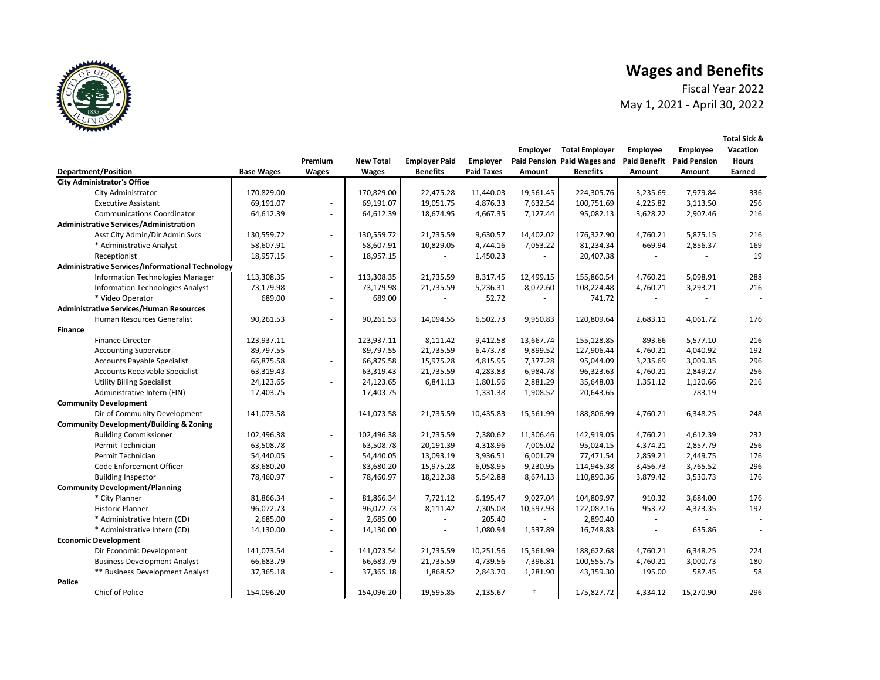# Wages and Benefits

Fiscal Year 2022

May 1, 2021 - April 30, 2022

| Department/Position | Base Wages | Premium Wages | New Total Wages | Employer Paid Benefits | Employer Paid Taxes | Employer Paid Pension Amount | Total Employer Paid Wages and Benefits | Employee Paid Benefit Amount | Employee Paid Pension Amount | Total Sick & Vacation Hours Earned |
|---|---|---|---|---|---|---|---|---|---|---|
| **City Administrator's Office** | | | | | | | | | | |
| City Administrator | 170,829.00 | - | 170,829.00 | 22,475.28 | 11,440.03 | 19,561.45 | 224,305.76 | 3,235.69 | 7,979.84 | 336 |
| Executive Assistant | 69,191.07 | - | 69,191.07 | 19,051.75 | 4,876.33 | 7,632.54 | 100,751.69 | 4,225.82 | 3,113.50 | 256 |
| Communications Coordinator | 64,612.39 | - | 64,612.39 | 18,674.95 | 4,667.35 | 7,127.44 | 95,082.13 | 3,628.22 | 2,907.46 | 216 |
| **Administrative Services/Administration** | | | | | | | | | | |
| Asst City Admin/Dir Admin Svcs | 130,559.72 | - | 130,559.72 | 21,735.59 | 9,630.57 | 14,402.02 | 176,327.90 | 4,760.21 | 5,875.15 | 216 |
| * Administrative Analyst | 58,607.91 | - | 58,607.91 | 10,829.05 | 4,744.16 | 7,053.22 | 81,234.34 | 669.94 | 2,856.37 | 169 |
| Receptionist | 18,957.15 | - | 18,957.15 | - | 1,450.23 | - | 20,407.38 | - | - | 19 |
| **Administrative Services/Informational Technology** | | | | | | | | | | |
| Information Technologies Manager | 113,308.35 | - | 113,308.35 | 21,735.59 | 8,317.45 | 12,499.15 | 155,860.54 | 4,760.21 | 5,098.91 | 288 |
| Information Technologies Analyst | 73,179.98 | - | 73,179.98 | 21,735.59 | 5,236.31 | 8,072.60 | 108,224.48 | 4,760.21 | 3,293.21 | 216 |
| * Video Operator | 689.00 | - | 689.00 | - | 52.72 | - | 741.72 | - | - | - |
| **Administrative Services/Human Resources** | | | | | | | | | | |
| Human Resources Generalist | 90,261.53 | - | 90,261.53 | 14,094.55 | 6,502.73 | 9,950.83 | 120,809.64 | 2,683.11 | 4,061.72 | 176 |
| **Finance** | | | | | | | | | | |
| Finance Director | 123,937.11 | - | 123,937.11 | 8,111.42 | 9,412.58 | 13,667.74 | 155,128.85 | 893.66 | 5,577.10 | 216 |
| Accounting Supervisor | 89,797.55 | - | 89,797.55 | 21,735.59 | 6,473.78 | 9,899.52 | 127,906.44 | 4,760.21 | 4,040.92 | 192 |
| Accounts Payable Specialist | 66,875.58 | - | 66,875.58 | 15,975.28 | 4,815.95 | 7,377.28 | 95,044.09 | 3,235.69 | 3,009.35 | 296 |
| Accounts Receivable Specialist | 63,319.43 | - | 63,319.43 | 21,735.59 | 4,283.83 | 6,984.78 | 96,323.63 | 4,760.21 | 2,849.27 | 256 |
| Utility Billing Specialist | 24,123.65 | - | 24,123.65 | 6,841.13 | 1,801.96 | 2,881.29 | 35,648.03 | 1,351.12 | 1,120.66 | 216 |
| Administrative Intern (FIN) | 17,403.75 | - | 17,403.75 | - | 1,331.38 | 1,908.52 | 20,643.65 | - | 783.19 | - |
| **Community Development** | | | | | | | | | | |
| Dir of Community Development | 141,073.58 | - | 141,073.58 | 21,735.59 | 10,435.83 | 15,561.99 | 188,806.99 | 4,760.21 | 6,348.25 | 248 |
| **Community Development/Building & Zoning** | | | | | | | | | | |
| Building Commissioner | 102,496.38 | - | 102,496.38 | 21,735.59 | 7,380.62 | 11,306.46 | 142,919.05 | 4,760.21 | 4,612.39 | 232 |
| Permit Technician | 63,508.78 | - | 63,508.78 | 20,191.39 | 4,318.96 | 7,005.02 | 95,024.15 | 4,374.21 | 2,857.79 | 256 |
| Permit Technician | 54,440.05 | - | 54,440.05 | 13,093.19 | 3,936.51 | 6,001.79 | 77,471.54 | 2,859.21 | 2,449.75 | 176 |
| Code Enforcement Officer | 83,680.20 | - | 83,680.20 | 15,975.28 | 6,058.95 | 9,230.95 | 114,945.38 | 3,456.73 | 3,765.52 | 296 |
| Building Inspector | 78,460.97 | - | 78,460.97 | 18,212.38 | 5,542.88 | 8,674.13 | 110,890.36 | 3,879.42 | 3,530.73 | 176 |
| **Community Development/Planning** | | | | | | | | | | |
| * City Planner | 81,866.34 | - | 81,866.34 | 7,721.12 | 6,195.47 | 9,027.04 | 104,809.97 | 910.32 | 3,684.00 | 176 |
| Historic Planner | 96,072.73 | - | 96,072.73 | 8,111.42 | 7,305.08 | 10,597.93 | 122,087.16 | 953.72 | 4,323.35 | 192 |
| * Administrative Intern (CD) | 2,685.00 | - | 2,685.00 | - | 205.40 | - | 2,890.40 | - | - | - |
| * Administrative Intern (CD) | 14,130.00 | - | 14,130.00 | - | 1,080.94 | 1,537.89 | 16,748.83 | - | 635.86 | - |
| **Economic Development** | | | | | | | | | | |
| Dir Economic Development | 141,073.54 | - | 141,073.54 | 21,735.59 | 10,251.56 | 15,561.99 | 188,622.68 | 4,760.21 | 6,348.25 | 224 |
| Business Development Analyst | 66,683.79 | - | 66,683.79 | 21,735.59 | 4,739.56 | 7,396.81 | 100,555.75 | 4,760.21 | 3,000.73 | 180 |
| ** Business Development Analyst | 37,365.18 | - | 37,365.18 | 1,868.52 | 2,843.70 | 1,281.90 | 43,359.30 | 195.00 | 587.45 | 58 |
| **Police** | | | | | | | | | | |
| Chief of Police | 154,096.20 | - | 154,096.20 | 19,595.85 | 2,135.67 | † | 175,827.72 | 4,334.12 | 15,270.90 | 296 |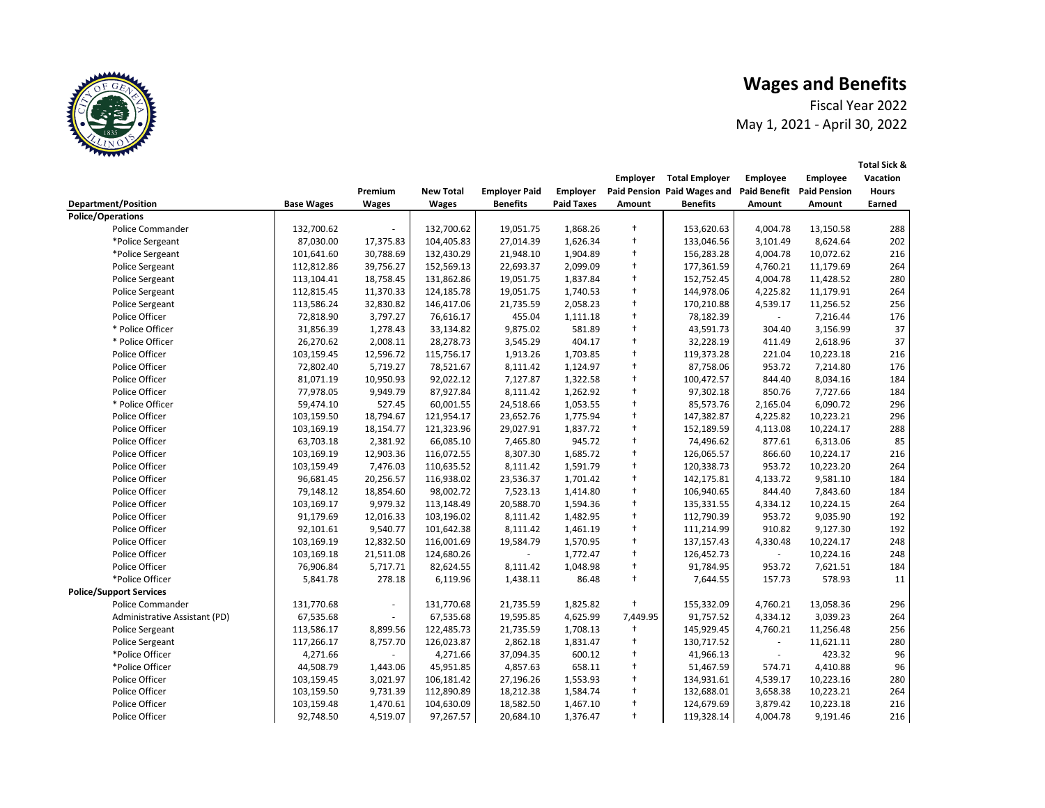# Wages and Benefits

Fiscal Year 2022
May 1, 2021 - April 30, 2022

| Department/Position | Base Wages | Premium Wages | New Total Wages | Employer Paid Benefits | Employer Paid Taxes | Employer Paid Pension Amount | Total Employer Paid Wages and Benefits | Employee Paid Benefit Amount | Employee Paid Pension Amount | Total Sick & Vacation Hours Earned |
|---|---|---|---|---|---|---|---|---|---|---|
| **Police/Operations** | | | | | | | | | | |
| Police Commander | 132,700.62 | - | 132,700.62 | 19,051.75 | 1,868.26 | † | 153,620.63 | 4,004.78 | 13,150.58 | 288 |
| *Police Sergeant | 87,030.00 | 17,375.83 | 104,405.83 | 27,014.39 | 1,626.34 | † | 133,046.56 | 3,101.49 | 8,624.64 | 202 |
| *Police Sergeant | 101,641.60 | 30,788.69 | 132,430.29 | 21,948.10 | 1,904.89 | † | 156,283.28 | 4,004.78 | 10,072.62 | 216 |
| Police Sergeant | 112,812.86 | 39,756.27 | 152,569.13 | 22,693.37 | 2,099.09 | † | 177,361.59 | 4,760.21 | 11,179.69 | 264 |
| Police Sergeant | 113,104.41 | 18,758.45 | 131,862.86 | 19,051.75 | 1,837.84 | † | 152,752.45 | 4,004.78 | 11,428.52 | 280 |
| Police Sergeant | 112,815.45 | 11,370.33 | 124,185.78 | 19,051.75 | 1,740.53 | † | 144,978.06 | 4,225.82 | 11,179.91 | 264 |
| Police Sergeant | 113,586.24 | 32,830.82 | 146,417.06 | 21,735.59 | 2,058.23 | † | 170,210.88 | 4,539.17 | 11,256.52 | 256 |
| Police Officer | 72,818.90 | 3,797.27 | 76,616.17 | 455.04 | 1,111.18 | † | 78,182.39 | - | 7,216.44 | 176 |
| * Police Officer | 31,856.39 | 1,278.43 | 33,134.82 | 9,875.02 | 581.89 | † | 43,591.73 | 304.40 | 3,156.99 | 37 |
| * Police Officer | 26,270.62 | 2,008.11 | 28,278.73 | 3,545.29 | 404.17 | † | 32,228.19 | 411.49 | 2,618.96 | 37 |
| Police Officer | 103,159.45 | 12,596.72 | 115,756.17 | 1,913.26 | 1,703.85 | † | 119,373.28 | 221.04 | 10,223.18 | 216 |
| Police Officer | 72,802.40 | 5,719.27 | 78,521.67 | 8,111.42 | 1,124.97 | † | 87,758.06 | 953.72 | 7,214.80 | 176 |
| Police Officer | 81,071.19 | 10,950.93 | 92,022.12 | 7,127.87 | 1,322.58 | † | 100,472.57 | 844.40 | 8,034.16 | 184 |
| Police Officer | 77,978.05 | 9,949.79 | 87,927.84 | 8,111.42 | 1,262.92 | † | 97,302.18 | 850.76 | 7,727.66 | 184 |
| * Police Officer | 59,474.10 | 527.45 | 60,001.55 | 24,518.66 | 1,053.55 | † | 85,573.76 | 2,165.04 | 6,090.72 | 296 |
| Police Officer | 103,159.50 | 18,794.67 | 121,954.17 | 23,652.76 | 1,775.94 | † | 147,382.87 | 4,225.82 | 10,223.21 | 296 |
| Police Officer | 103,169.19 | 18,154.77 | 121,323.96 | 29,027.91 | 1,837.72 | † | 152,189.59 | 4,113.08 | 10,224.17 | 288 |
| Police Officer | 63,703.18 | 2,381.92 | 66,085.10 | 7,465.80 | 945.72 | † | 74,496.62 | 877.61 | 6,313.06 | 85 |
| Police Officer | 103,169.19 | 12,903.36 | 116,072.55 | 8,307.30 | 1,685.72 | † | 126,065.57 | 866.60 | 10,224.17 | 216 |
| Police Officer | 103,159.49 | 7,476.03 | 110,635.52 | 8,111.42 | 1,591.79 | † | 120,338.73 | 953.72 | 10,223.20 | 264 |
| Police Officer | 96,681.45 | 20,256.57 | 116,938.02 | 23,536.37 | 1,701.42 | † | 142,175.81 | 4,133.72 | 9,581.10 | 184 |
| Police Officer | 79,148.12 | 18,854.60 | 98,002.72 | 7,523.13 | 1,414.80 | † | 106,940.65 | 844.40 | 7,843.60 | 184 |
| Police Officer | 103,169.17 | 9,979.32 | 113,148.49 | 20,588.70 | 1,594.36 | † | 135,331.55 | 4,334.12 | 10,224.15 | 264 |
| Police Officer | 91,179.69 | 12,016.33 | 103,196.02 | 8,111.42 | 1,482.95 | † | 112,790.39 | 953.72 | 9,035.90 | 192 |
| Police Officer | 92,101.61 | 9,540.77 | 101,642.38 | 8,111.42 | 1,461.19 | † | 111,214.99 | 910.82 | 9,127.30 | 192 |
| Police Officer | 103,169.19 | 12,832.50 | 116,001.69 | 19,584.79 | 1,570.95 | † | 137,157.43 | 4,330.48 | 10,224.17 | 248 |
| Police Officer | 103,169.18 | 21,511.08 | 124,680.26 | - | 1,772.47 | † | 126,452.73 | - | 10,224.16 | 248 |
| Police Officer | 76,906.84 | 5,717.71 | 82,624.55 | 8,111.42 | 1,048.98 | † | 91,784.95 | 953.72 | 7,621.51 | 184 |
| *Police Officer | 5,841.78 | 278.18 | 6,119.96 | 1,438.11 | 86.48 | † | 7,644.55 | 157.73 | 578.93 | 11 |
| **Police/Support Services** | | | | | | | | | | |
| Police Commander | 131,770.68 | - | 131,770.68 | 21,735.59 | 1,825.82 | † | 155,332.09 | 4,760.21 | 13,058.36 | 296 |
| Administrative Assistant (PD) | 67,535.68 | - | 67,535.68 | 19,595.85 | 4,625.99 | 7,449.95 | 91,757.52 | 4,334.12 | 3,039.23 | 264 |
| Police Sergeant | 113,586.17 | 8,899.56 | 122,485.73 | 21,735.59 | 1,708.13 | † | 145,929.45 | 4,760.21 | 11,256.48 | 256 |
| Police Sergeant | 117,266.17 | 8,757.70 | 126,023.87 | 2,862.18 | 1,831.47 | † | 130,717.52 | - | 11,621.11 | 280 |
| *Police Officer | 4,271.66 | - | 4,271.66 | 37,094.35 | 600.12 | † | 41,966.13 | - | 423.32 | 96 |
| *Police Officer | 44,508.79 | 1,443.06 | 45,951.85 | 4,857.63 | 658.11 | † | 51,467.59 | 574.71 | 4,410.88 | 96 |
| Police Officer | 103,159.45 | 3,021.97 | 106,181.42 | 27,196.26 | 1,553.93 | † | 134,931.61 | 4,539.17 | 10,223.16 | 280 |
| Police Officer | 103,159.50 | 9,731.39 | 112,890.89 | 18,212.38 | 1,584.74 | † | 132,688.01 | 3,658.38 | 10,223.21 | 264 |
| Police Officer | 103,159.48 | 1,470.61 | 104,630.09 | 18,582.50 | 1,467.10 | † | 124,679.69 | 3,879.42 | 10,223.18 | 216 |
| Police Officer | 92,748.50 | 4,519.07 | 97,267.57 | 20,684.10 | 1,376.47 | † | 119,328.14 | 4,004.78 | 9,191.46 | 216 |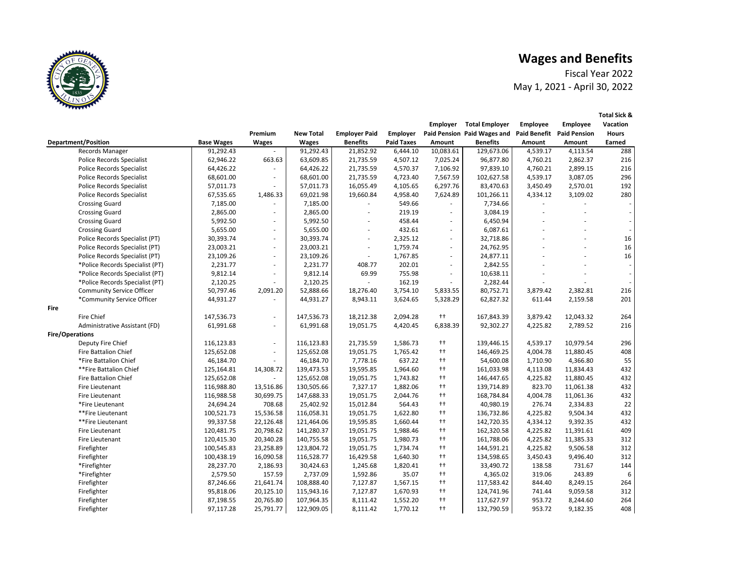# Wages and Benefits

Fiscal Year 2022

May 1, 2021 - April 30, 2022

| Department/Position | Base Wages | Premium Wages | New Total Wages | Employer Paid Benefits | Employer Paid Taxes | Employer Paid Pension Amount | Total Employer Paid Wages and Benefits | Employee Paid Benefit Amount | Employee Paid Pension Amount | Total Sick & Vacation Hours Earned |
|---|---|---|---|---|---|---|---|---|---|---|
| Records Manager | 91,292.43 | - | 91,292.43 | 21,852.92 | 6,444.10 | 10,083.61 | 129,673.06 | 4,539.17 | 4,113.54 | 288 |
| Police Records Specialist | 62,946.22 | 663.63 | 63,609.85 | 21,735.59 | 4,507.12 | 7,025.24 | 96,877.80 | 4,760.21 | 2,862.37 | 216 |
| Police Records Specialist | 64,426.22 | - | 64,426.22 | 21,735.59 | 4,570.37 | 7,106.92 | 97,839.10 | 4,760.21 | 2,899.15 | 216 |
| Police Records Specialist | 68,601.00 | - | 68,601.00 | 21,735.59 | 4,723.40 | 7,567.59 | 102,627.58 | 4,539.17 | 3,087.05 | 296 |
| Police Records Specialist | 57,011.73 | - | 57,011.73 | 16,055.49 | 4,105.65 | 6,297.76 | 83,470.63 | 3,450.49 | 2,570.01 | 192 |
| Police Records Specialist | 67,535.65 | 1,486.33 | 69,021.98 | 19,660.84 | 4,958.40 | 7,624.89 | 101,266.11 | 4,334.12 | 3,109.02 | 280 |
| Crossing Guard | 7,185.00 | - | 7,185.00 | - | 549.66 | - | 7,734.66 | - | - | - |
| Crossing Guard | 2,865.00 | - | 2,865.00 | - | 219.19 | - | 3,084.19 | - | - | - |
| Crossing Guard | 5,992.50 | - | 5,992.50 | - | 458.44 | - | 6,450.94 | - | - | - |
| Crossing Guard | 5,655.00 | - | 5,655.00 | - | 432.61 | - | 6,087.61 | - | - | - |
| Police Records Specialist (PT) | 30,393.74 | - | 30,393.74 | - | 2,325.12 | - | 32,718.86 | - | - | 16 |
| Police Records Specialist (PT) | 23,003.21 | - | 23,003.21 | - | 1,759.74 | - | 24,762.95 | - | - | 16 |
| Police Records Specialist (PT) | 23,109.26 | - | 23,109.26 | - | 1,767.85 | - | 24,877.11 | - | - | 16 |
| *Police Records Specialist (PT) | 2,231.77 | - | 2,231.77 | 408.77 | 202.01 | - | 2,842.55 | - | - | - |
| *Police Records Specialist (PT) | 9,812.14 | - | 9,812.14 | 69.99 | 755.98 | - | 10,638.11 | - | - | - |
| *Police Records Specialist (PT) | 2,120.25 | - | 2,120.25 | - | 162.19 | - | 2,282.44 | - | - | - |
| Community Service Officer | 50,797.46 | 2,091.20 | 52,888.66 | 18,276.40 | 3,754.10 | 5,833.55 | 80,752.71 | 3,879.42 | 2,382.81 | 216 |
| *Community Service Officer | 44,931.27 | - | 44,931.27 | 8,943.11 | 3,624.65 | 5,328.29 | 62,827.32 | 611.44 | 2,159.58 | 201 |
| **Fire** | | | | | | | | | | |
| Fire Chief | 147,536.73 | - | 147,536.73 | 18,212.38 | 2,094.28 | †† | 167,843.39 | 3,879.42 | 12,043.32 | 264 |
| Administrative Assistant (FD) | 61,991.68 | - | 61,991.68 | 19,051.75 | 4,420.45 | 6,838.39 | 92,302.27 | 4,225.82 | 2,789.52 | 216 |
| **Fire/Operations** | | | | | | | | | | |
| Deputy Fire Chief | 116,123.83 | - | 116,123.83 | 21,735.59 | 1,586.73 | †† | 139,446.15 | 4,539.17 | 10,979.54 | 296 |
| Fire Battalion Chief | 125,652.08 | - | 125,652.08 | 19,051.75 | 1,765.42 | †† | 146,469.25 | 4,004.78 | 11,880.45 | 408 |
| *Fire Battalion Chief | 46,184.70 | - | 46,184.70 | 7,778.16 | 637.22 | †† | 54,600.08 | 1,710.90 | 4,366.80 | 55 |
| **Fire Battalion Chief | 125,164.81 | 14,308.72 | 139,473.53 | 19,595.85 | 1,964.60 | †† | 161,033.98 | 4,113.08 | 11,834.43 | 432 |
| Fire Battalion Chief | 125,652.08 | - | 125,652.08 | 19,051.75 | 1,743.82 | †† | 146,447.65 | 4,225.82 | 11,880.45 | 432 |
| Fire Lieutenant | 116,988.80 | 13,516.86 | 130,505.66 | 7,327.17 | 1,882.06 | †† | 139,714.89 | 823.70 | 11,061.38 | 432 |
| Fire Lieutenant | 116,988.58 | 30,699.75 | 147,688.33 | 19,051.75 | 2,044.76 | †† | 168,784.84 | 4,004.78 | 11,061.36 | 432 |
| *Fire Lieutenant | 24,694.24 | 708.68 | 25,402.92 | 15,012.84 | 564.43 | †† | 40,980.19 | 276.74 | 2,334.83 | 22 |
| **Fire Lieutenant | 100,521.73 | 15,536.58 | 116,058.31 | 19,051.75 | 1,622.80 | †† | 136,732.86 | 4,225.82 | 9,504.34 | 432 |
| **Fire Lieutenant | 99,337.58 | 22,126.48 | 121,464.06 | 19,595.85 | 1,660.44 | †† | 142,720.35 | 4,334.12 | 9,392.35 | 432 |
| Fire Lieutenant | 120,481.75 | 20,798.62 | 141,280.37 | 19,051.75 | 1,988.46 | †† | 162,320.58 | 4,225.82 | 11,391.61 | 409 |
| Fire Lieutenant | 120,415.30 | 20,340.28 | 140,755.58 | 19,051.75 | 1,980.73 | †† | 161,788.06 | 4,225.82 | 11,385.33 | 312 |
| Firefighter | 100,545.83 | 23,258.89 | 123,804.72 | 19,051.75 | 1,734.74 | †† | 144,591.21 | 4,225.82 | 9,506.58 | 312 |
| Firefighter | 100,438.19 | 16,090.58 | 116,528.77 | 16,429.58 | 1,640.30 | †† | 134,598.65 | 3,450.43 | 9,496.40 | 312 |
| *Firefighter | 28,237.70 | 2,186.93 | 30,424.63 | 1,245.68 | 1,820.41 | †† | 33,490.72 | 138.58 | 731.67 | 144 |
| *Firefighter | 2,579.50 | 157.59 | 2,737.09 | 1,592.86 | 35.07 | †† | 4,365.02 | 319.06 | 243.89 | 6 |
| Firefighter | 87,246.66 | 21,641.74 | 108,888.40 | 7,127.87 | 1,567.15 | †† | 117,583.42 | 844.40 | 8,249.15 | 264 |
| Firefighter | 95,818.06 | 20,125.10 | 115,943.16 | 7,127.87 | 1,670.93 | †† | 124,741.96 | 741.44 | 9,059.58 | 312 |
| Firefighter | 87,198.55 | 20,765.80 | 107,964.35 | 8,111.42 | 1,552.20 | †† | 117,627.97 | 953.72 | 8,244.60 | 264 |
| Firefighter | 97,117.28 | 25,791.77 | 122,909.05 | 8,111.42 | 1,770.12 | †† | 132,790.59 | 953.72 | 9,182.35 | 408 |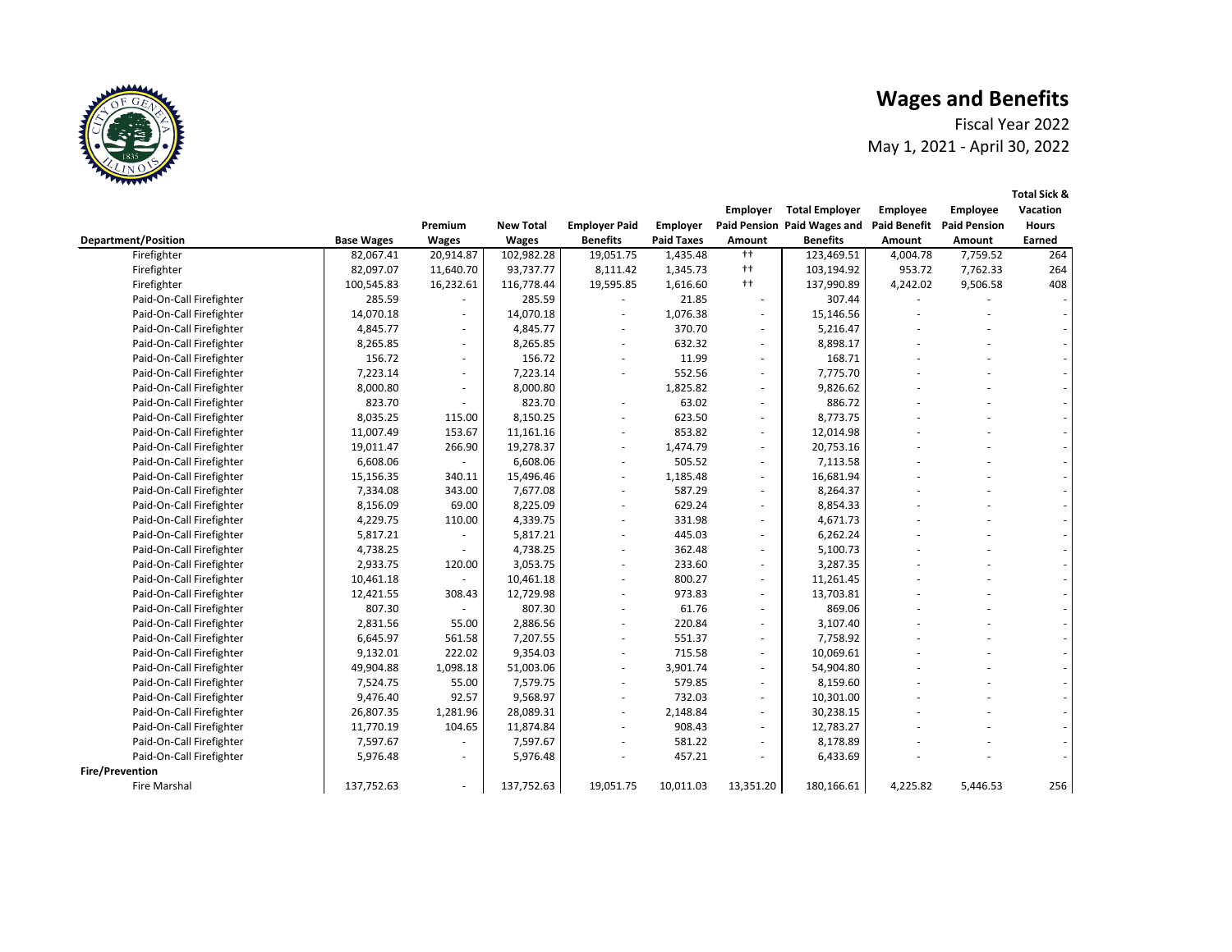# Wages and Benefits

Fiscal Year 2022

May 1, 2021 - April 30, 2022

| Department/Position | Base Wages | Premium Wages | New Total Wages | Employer Paid Benefits | Employer Paid Taxes | Employer Paid Pension Amount | Total Employer Paid Wages and Benefits | Employee Paid Benefit Amount | Employee Paid Pension Amount | Total Sick & Vacation Hours Earned |
|---|---|---|---|---|---|---|---|---|---|---|
| Firefighter | 82,067.41 | 20,914.87 | 102,982.28 | 19,051.75 | 1,435.48 | †† | 123,469.51 | 4,004.78 | 7,759.52 | 264 |
| Firefighter | 82,097.07 | 11,640.70 | 93,737.77 | 8,111.42 | 1,345.73 | †† | 103,194.92 | 953.72 | 7,762.33 | 264 |
| Firefighter | 100,545.83 | 16,232.61 | 116,778.44 | 19,595.85 | 1,616.60 | †† | 137,990.89 | 4,242.02 | 9,506.58 | 408 |
| Paid-On-Call Firefighter | 285.59 | - | 285.59 | - | 21.85 | - | 307.44 | - | - | - |
| Paid-On-Call Firefighter | 14,070.18 | - | 14,070.18 | - | 1,076.38 | - | 15,146.56 | - | - | - |
| Paid-On-Call Firefighter | 4,845.77 | - | 4,845.77 | - | 370.70 | - | 5,216.47 | - | - | - |
| Paid-On-Call Firefighter | 8,265.85 | - | 8,265.85 | - | 632.32 | - | 8,898.17 | - | - | - |
| Paid-On-Call Firefighter | 156.72 | - | 156.72 | - | 11.99 | - | 168.71 | - | - | - |
| Paid-On-Call Firefighter | 7,223.14 | - | 7,223.14 | - | 552.56 | - | 7,775.70 | - | - | - |
| Paid-On-Call Firefighter | 8,000.80 | - | 8,000.80 | - | 1,825.82 | - | 9,826.62 | - | - | - |
| Paid-On-Call Firefighter | 823.70 | - | 823.70 | - | 63.02 | - | 886.72 | - | - | - |
| Paid-On-Call Firefighter | 8,035.25 | 115.00 | 8,150.25 | - | 623.50 | - | 8,773.75 | - | - | - |
| Paid-On-Call Firefighter | 11,007.49 | 153.67 | 11,161.16 | - | 853.82 | - | 12,014.98 | - | - | - |
| Paid-On-Call Firefighter | 19,011.47 | 266.90 | 19,278.37 | - | 1,474.79 | - | 20,753.16 | - | - | - |
| Paid-On-Call Firefighter | 6,608.06 | - | 6,608.06 | - | 505.52 | - | 7,113.58 | - | - | - |
| Paid-On-Call Firefighter | 15,156.35 | 340.11 | 15,496.46 | - | 1,185.48 | - | 16,681.94 | - | - | - |
| Paid-On-Call Firefighter | 7,334.08 | 343.00 | 7,677.08 | - | 587.29 | - | 8,264.37 | - | - | - |
| Paid-On-Call Firefighter | 8,156.09 | 69.00 | 8,225.09 | - | 629.24 | - | 8,854.33 | - | - | - |
| Paid-On-Call Firefighter | 4,229.75 | 110.00 | 4,339.75 | - | 331.98 | - | 4,671.73 | - | - | - |
| Paid-On-Call Firefighter | 5,817.21 | - | 5,817.21 | - | 445.03 | - | 6,262.24 | - | - | - |
| Paid-On-Call Firefighter | 4,738.25 | - | 4,738.25 | - | 362.48 | - | 5,100.73 | - | - | - |
| Paid-On-Call Firefighter | 2,933.75 | 120.00 | 3,053.75 | - | 233.60 | - | 3,287.35 | - | - | - |
| Paid-On-Call Firefighter | 10,461.18 | - | 10,461.18 | - | 800.27 | - | 11,261.45 | - | - | - |
| Paid-On-Call Firefighter | 12,421.55 | 308.43 | 12,729.98 | - | 973.83 | - | 13,703.81 | - | - | - |
| Paid-On-Call Firefighter | 807.30 | - | 807.30 | - | 61.76 | - | 869.06 | - | - | - |
| Paid-On-Call Firefighter | 2,831.56 | 55.00 | 2,886.56 | - | 220.84 | - | 3,107.40 | - | - | - |
| Paid-On-Call Firefighter | 6,645.97 | 561.58 | 7,207.55 | - | 551.37 | - | 7,758.92 | - | - | - |
| Paid-On-Call Firefighter | 9,132.01 | 222.02 | 9,354.03 | - | 715.58 | - | 10,069.61 | - | - | - |
| Paid-On-Call Firefighter | 49,904.88 | 1,098.18 | 51,003.06 | - | 3,901.74 | - | 54,904.80 | - | - | - |
| Paid-On-Call Firefighter | 7,524.75 | 55.00 | 7,579.75 | - | 579.85 | - | 8,159.60 | - | - | - |
| Paid-On-Call Firefighter | 9,476.40 | 92.57 | 9,568.97 | - | 732.03 | - | 10,301.00 | - | - | - |
| Paid-On-Call Firefighter | 26,807.35 | 1,281.96 | 28,089.31 | - | 2,148.84 | - | 30,238.15 | - | - | - |
| Paid-On-Call Firefighter | 11,770.19 | 104.65 | 11,874.84 | - | 908.43 | - | 12,783.27 | - | - | - |
| Paid-On-Call Firefighter | 7,597.67 | - | 7,597.67 | - | 581.22 | - | 8,178.89 | - | - | - |
| Paid-On-Call Firefighter | 5,976.48 | - | 5,976.48 | - | 457.21 | - | 6,433.69 | - | - | - |
| **Fire/Prevention** | | | | | | | | | | |
| Fire Marshal | 137,752.63 | - | 137,752.63 | 19,051.75 | 10,011.03 | 13,351.20 | 180,166.61 | 4,225.82 | 5,446.53 | 256 |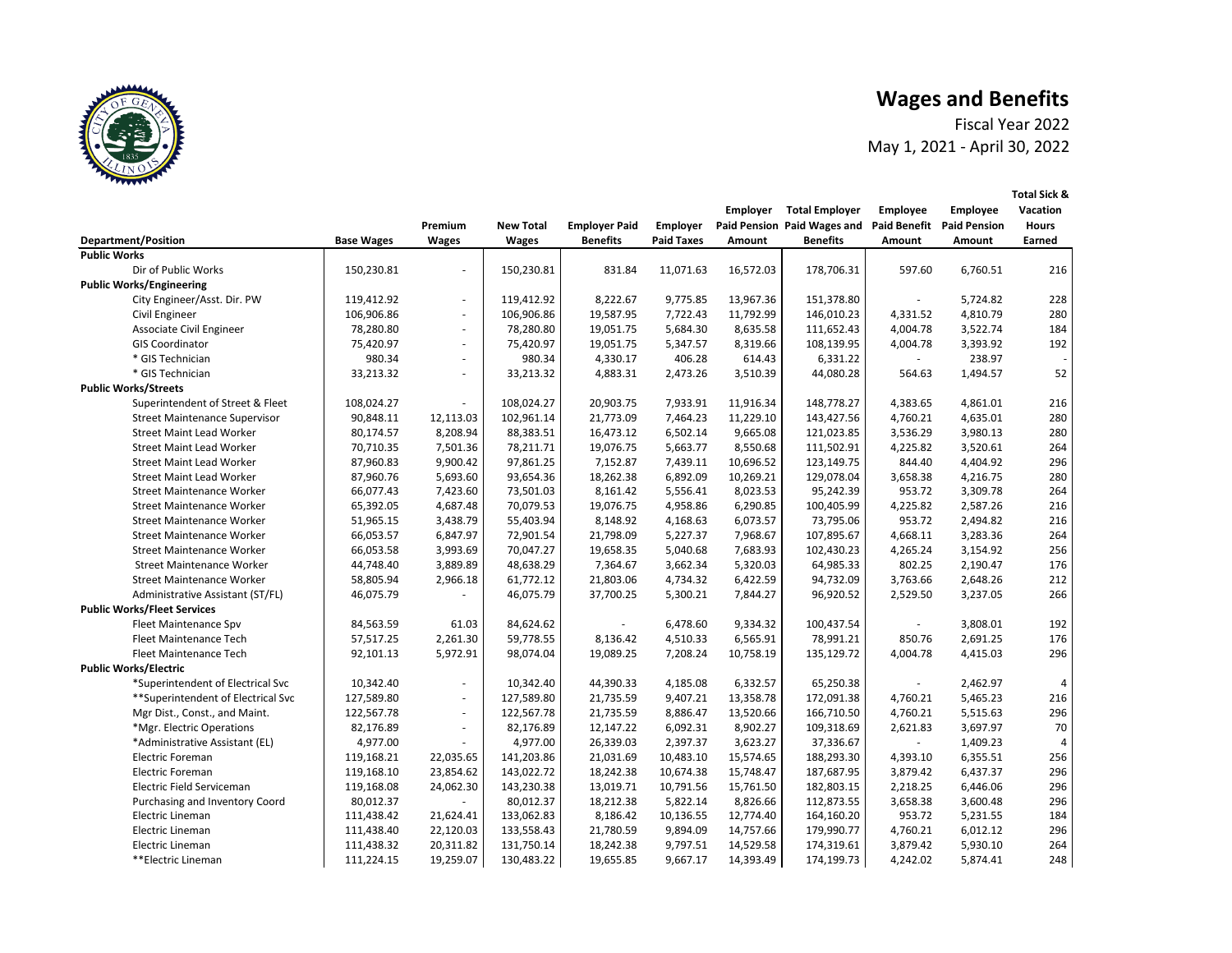# Wages and Benefits

Fiscal Year 2022

May 1, 2021 - April 30, 2022

| Department/Position | Base Wages | Premium Wages | New Total Wages | Employer Paid Benefits | Employer Paid Taxes | Employer Paid Pension Amount | Total Employer Paid Wages and Benefits | Employee Paid Benefit Amount | Employee Paid Pension Amount | Total Sick & Vacation Hours Earned |
|---|---|---|---|---|---|---|---|---|---|---|
| **Public Works** | | | | | | | | | | |
| Dir of Public Works | 150,230.81 | - | 150,230.81 | 831.84 | 11,071.63 | 16,572.03 | 178,706.31 | 597.60 | 6,760.51 | 216 |
| **Public Works/Engineering** | | | | | | | | | | |
| City Engineer/Asst. Dir. PW | 119,412.92 | - | 119,412.92 | 8,222.67 | 9,775.85 | 13,967.36 | 151,378.80 | - | 5,724.82 | 228 |
| Civil Engineer | 106,906.86 | - | 106,906.86 | 19,587.95 | 7,722.43 | 11,792.99 | 146,010.23 | 4,331.52 | 4,810.79 | 280 |
| Associate Civil Engineer | 78,280.80 | - | 78,280.80 | 19,051.75 | 5,684.30 | 8,635.58 | 111,652.43 | 4,004.78 | 3,522.74 | 184 |
| GIS Coordinator | 75,420.97 | - | 75,420.97 | 19,051.75 | 5,347.57 | 8,319.66 | 108,139.95 | 4,004.78 | 3,393.92 | 192 |
| * GIS Technician | 980.34 | - | 980.34 | 4,330.17 | 406.28 | 614.43 | 6,331.22 | - | 238.97 | - |
| * GIS Technician | 33,213.32 | - | 33,213.32 | 4,883.31 | 2,473.26 | 3,510.39 | 44,080.28 | 564.63 | 1,494.57 | 52 |
| **Public Works/Streets** | | | | | | | | | | |
| Superintendent of Street & Fleet | 108,024.27 | - | 108,024.27 | 20,903.75 | 7,933.91 | 11,916.34 | 148,778.27 | 4,383.65 | 4,861.01 | 216 |
| Street Maintenance Supervisor | 90,848.11 | 12,113.03 | 102,961.14 | 21,773.09 | 7,464.23 | 11,229.10 | 143,427.56 | 4,760.21 | 4,635.01 | 280 |
| Street Maint Lead Worker | 80,174.57 | 8,208.94 | 88,383.51 | 16,473.12 | 6,502.14 | 9,665.08 | 121,023.85 | 3,536.29 | 3,980.13 | 280 |
| Street Maint Lead Worker | 70,710.35 | 7,501.36 | 78,211.71 | 19,076.75 | 5,663.77 | 8,550.68 | 111,502.91 | 4,225.82 | 3,520.61 | 264 |
| Street Maint Lead Worker | 87,960.83 | 9,900.42 | 97,861.25 | 7,152.87 | 7,439.11 | 10,696.52 | 123,149.75 | 844.40 | 4,404.92 | 296 |
| Street Maint Lead Worker | 87,960.76 | 5,693.60 | 93,654.36 | 18,262.38 | 6,892.09 | 10,269.21 | 129,078.04 | 3,658.38 | 4,216.75 | 280 |
| Street Maintenance Worker | 66,077.43 | 7,423.60 | 73,501.03 | 8,161.42 | 5,556.41 | 8,023.53 | 95,242.39 | 953.72 | 3,309.78 | 264 |
| Street Maintenance Worker | 65,392.05 | 4,687.48 | 70,079.53 | 19,076.75 | 4,958.86 | 6,290.85 | 100,405.99 | 4,225.82 | 2,587.26 | 216 |
| Street Maintenance Worker | 51,965.15 | 3,438.79 | 55,403.94 | 8,148.92 | 4,168.63 | 6,073.57 | 73,795.06 | 953.72 | 2,494.82 | 216 |
| Street Maintenance Worker | 66,053.57 | 6,847.97 | 72,901.54 | 21,798.09 | 5,227.37 | 7,968.67 | 107,895.67 | 4,668.11 | 3,283.36 | 264 |
| Street Maintenance Worker | 66,053.58 | 3,993.69 | 70,047.27 | 19,658.35 | 5,040.68 | 7,683.93 | 102,430.23 | 4,265.24 | 3,154.92 | 256 |
| Street Maintenance Worker | 44,748.40 | 3,889.89 | 48,638.29 | 7,364.67 | 3,662.34 | 5,320.03 | 64,985.33 | 802.25 | 2,190.47 | 176 |
| Street Maintenance Worker | 58,805.94 | 2,966.18 | 61,772.12 | 21,803.06 | 4,734.32 | 6,422.59 | 94,732.09 | 3,763.66 | 2,648.26 | 212 |
| Administrative Assistant (ST/FL) | 46,075.79 | - | 46,075.79 | 37,700.25 | 5,300.21 | 7,844.27 | 96,920.52 | 2,529.50 | 3,237.05 | 266 |
| **Public Works/Fleet Services** | | | | | | | | | | |
| Fleet Maintenance Spv | 84,563.59 | 61.03 | 84,624.62 | - | 6,478.60 | 9,334.32 | 100,437.54 | - | 3,808.01 | 192 |
| Fleet Maintenance Tech | 57,517.25 | 2,261.30 | 59,778.55 | 8,136.42 | 4,510.33 | 6,565.91 | 78,991.21 | 850.76 | 2,691.25 | 176 |
| Fleet Maintenance Tech | 92,101.13 | 5,972.91 | 98,074.04 | 19,089.25 | 7,208.24 | 10,758.19 | 135,129.72 | 4,004.78 | 4,415.03 | 296 |
| **Public Works/Electric** | | | | | | | | | | |
| *Superintendent of Electrical Svc | 10,342.40 | - | 10,342.40 | 44,390.33 | 4,185.08 | 6,332.57 | 65,250.38 | - | 2,462.97 | 4 |
| **Superintendent of Electrical Svc | 127,589.80 | - | 127,589.80 | 21,735.59 | 9,407.21 | 13,358.78 | 172,091.38 | 4,760.21 | 5,465.23 | 216 |
| Mgr Dist., Const., and Maint. | 122,567.78 | - | 122,567.78 | 21,735.59 | 8,886.47 | 13,520.66 | 166,710.50 | 4,760.21 | 5,515.63 | 296 |
| *Mgr. Electric Operations | 82,176.89 | - | 82,176.89 | 12,147.22 | 6,092.31 | 8,902.27 | 109,318.69 | 2,621.83 | 3,697.97 | 70 |
| *Administrative Assistant (EL) | 4,977.00 | - | 4,977.00 | 26,339.03 | 2,397.37 | 3,623.27 | 37,336.67 | - | 1,409.23 | 4 |
| Electric Foreman | 119,168.21 | 22,035.65 | 141,203.86 | 21,031.69 | 10,483.10 | 15,574.65 | 188,293.30 | 4,393.10 | 6,355.51 | 256 |
| Electric Foreman | 119,168.10 | 23,854.62 | 143,022.72 | 18,242.38 | 10,674.38 | 15,748.47 | 187,687.95 | 3,879.42 | 6,437.37 | 296 |
| Electric Field Serviceman | 119,168.08 | 24,062.30 | 143,230.38 | 13,019.71 | 10,791.56 | 15,761.50 | 182,803.15 | 2,218.25 | 6,446.06 | 296 |
| Purchasing and Inventory Coord | 80,012.37 | - | 80,012.37 | 18,212.38 | 5,822.14 | 8,826.66 | 112,873.55 | 3,658.38 | 3,600.48 | 296 |
| Electric Lineman | 111,438.42 | 21,624.41 | 133,062.83 | 8,186.42 | 10,136.55 | 12,774.40 | 164,160.20 | 953.72 | 5,231.55 | 184 |
| Electric Lineman | 111,438.40 | 22,120.03 | 133,558.43 | 21,780.59 | 9,894.09 | 14,757.66 | 179,990.77 | 4,760.21 | 6,012.12 | 296 |
| Electric Lineman | 111,438.32 | 20,311.82 | 131,750.14 | 18,242.38 | 9,797.51 | 14,529.58 | 174,319.61 | 3,879.42 | 5,930.10 | 264 |
| **Electric Lineman | 111,224.15 | 19,259.07 | 130,483.22 | 19,655.85 | 9,667.17 | 14,393.49 | 174,199.73 | 4,242.02 | 5,874.41 | 248 |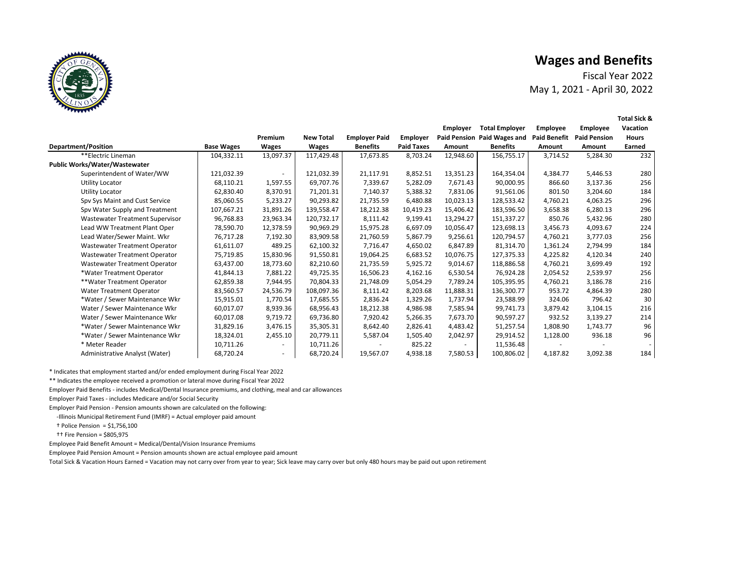# Wages and Benefits

Fiscal Year 2022
May 1, 2021 - April 30, 2022

| Department/Position | Base Wages | Premium Wages | New Total Wages | Employer Paid Benefits | Employer Paid Taxes | Employer Paid Pension Amount | Total Employer Paid Wages and Benefits | Employee Paid Benefit Amount | Employee Paid Pension Amount | Total Sick & Vacation Hours Earned |
|---|---|---|---|---|---|---|---|---|---|---|
| **Electric Lineman | 104,332.11 | 13,097.37 | 117,429.48 | 17,673.85 | 8,703.24 | 12,948.60 | 156,755.17 | 3,714.52 | 5,284.30 | 232 |
| **Public Works/Water/Wastewater** | | | | | | | | | | |
| Superintendent of Water/WW | 121,032.39 | - | 121,032.39 | 21,117.91 | 8,852.51 | 13,351.23 | 164,354.04 | 4,384.77 | 5,446.53 | 280 |
| Utility Locator | 68,110.21 | 1,597.55 | 69,707.76 | 7,339.67 | 5,282.09 | 7,671.43 | 90,000.95 | 866.60 | 3,137.36 | 256 |
| Utility Locator | 62,830.40 | 8,370.91 | 71,201.31 | 7,140.37 | 5,388.32 | 7,831.06 | 91,561.06 | 801.50 | 3,204.60 | 184 |
| Spv Sys Maint and Cust Service | 85,060.55 | 5,233.27 | 90,293.82 | 21,735.59 | 6,480.88 | 10,023.13 | 128,533.42 | 4,760.21 | 4,063.25 | 296 |
| Spv Water Supply and Treatment | 107,667.21 | 31,891.26 | 139,558.47 | 18,212.38 | 10,419.23 | 15,406.42 | 183,596.50 | 3,658.38 | 6,280.13 | 296 |
| Wastewater Treatment Supervisor | 96,768.83 | 23,963.34 | 120,732.17 | 8,111.42 | 9,199.41 | 13,294.27 | 151,337.27 | 850.76 | 5,432.96 | 280 |
| Lead WW Treatment Plant Oper | 78,590.70 | 12,378.59 | 90,969.29 | 15,975.28 | 6,697.09 | 10,056.47 | 123,698.13 | 3,456.73 | 4,093.67 | 224 |
| Lead Water/Sewer Maint. Wkr | 76,717.28 | 7,192.30 | 83,909.58 | 21,760.59 | 5,867.79 | 9,256.61 | 120,794.57 | 4,760.21 | 3,777.03 | 256 |
| Wastewater Treatment Operator | 61,611.07 | 489.25 | 62,100.32 | 7,716.47 | 4,650.02 | 6,847.89 | 81,314.70 | 1,361.24 | 2,794.99 | 184 |
| Wastewater Treatment Operator | 75,719.85 | 15,830.96 | 91,550.81 | 19,064.25 | 6,683.52 | 10,076.75 | 127,375.33 | 4,225.82 | 4,120.34 | 240 |
| Wastewater Treatment Operator | 63,437.00 | 18,773.60 | 82,210.60 | 21,735.59 | 5,925.72 | 9,014.67 | 118,886.58 | 4,760.21 | 3,699.49 | 192 |
| *Water Treatment Operator | 41,844.13 | 7,881.22 | 49,725.35 | 16,506.23 | 4,162.16 | 6,530.54 | 76,924.28 | 2,054.52 | 2,539.97 | 256 |
| **Water Treatment Operator | 62,859.38 | 7,944.95 | 70,804.33 | 21,748.09 | 5,054.29 | 7,789.24 | 105,395.95 | 4,760.21 | 3,186.78 | 216 |
| Water Treatment Operator | 83,560.57 | 24,536.79 | 108,097.36 | 8,111.42 | 8,203.68 | 11,888.31 | 136,300.77 | 953.72 | 4,864.39 | 280 |
| *Water / Sewer Maintenance Wkr | 15,915.01 | 1,770.54 | 17,685.55 | 2,836.24 | 1,329.26 | 1,737.94 | 23,588.99 | 324.06 | 796.42 | 30 |
| Water / Sewer Maintenance Wkr | 60,017.07 | 8,939.36 | 68,956.43 | 18,212.38 | 4,986.98 | 7,585.94 | 99,741.73 | 3,879.42 | 3,104.15 | 216 |
| Water / Sewer Maintenance Wkr | 60,017.08 | 9,719.72 | 69,736.80 | 7,920.42 | 5,266.35 | 7,673.70 | 90,597.27 | 932.52 | 3,139.27 | 214 |
| *Water / Sewer Maintenance Wkr | 31,829.16 | 3,476.15 | 35,305.31 | 8,642.40 | 2,826.41 | 4,483.42 | 51,257.54 | 1,808.90 | 1,743.77 | 96 |
| *Water / Sewer Maintenance Wkr | 18,324.01 | 2,455.10 | 20,779.11 | 5,587.04 | 1,505.40 | 2,042.97 | 29,914.52 | 1,128.00 | 936.18 | 96 |
| * Meter Reader | 10,711.26 | - | 10,711.26 | - | 825.22 | - | 11,536.48 | - | - | - |
| Administrative Analyst (Water) | 68,720.24 | - | 68,720.24 | 19,567.07 | 4,938.18 | 7,580.53 | 100,806.02 | 4,187.82 | 3,092.38 | 184 |

\* Indicates that employment started and/or ended employment during Fiscal Year 2022

\** Indicates the employee received a promotion or lateral move during Fiscal Year 2022

Employer Paid Benefits - includes Medical/Dental Insurance premiums, and clothing, meal and car allowances

Employer Paid Taxes - includes Medicare and/or Social Security

Employer Paid Pension - Pension amounts shown are calculated on the following:

-Illinois Municipal Retirement Fund (IMRF) = Actual employer paid amount

† Police Pension = $1,756,100

†† Fire Pension = $805,975

Employee Paid Benefit Amount = Medical/Dental/Vision Insurance Premiums

Employee Paid Pension Amount = Pension amounts shown are actual employee paid amount

Total Sick & Vacation Hours Earned = Vacation may not carry over from year to year; Sick leave may carry over but only 480 hours may be paid out upon retirement